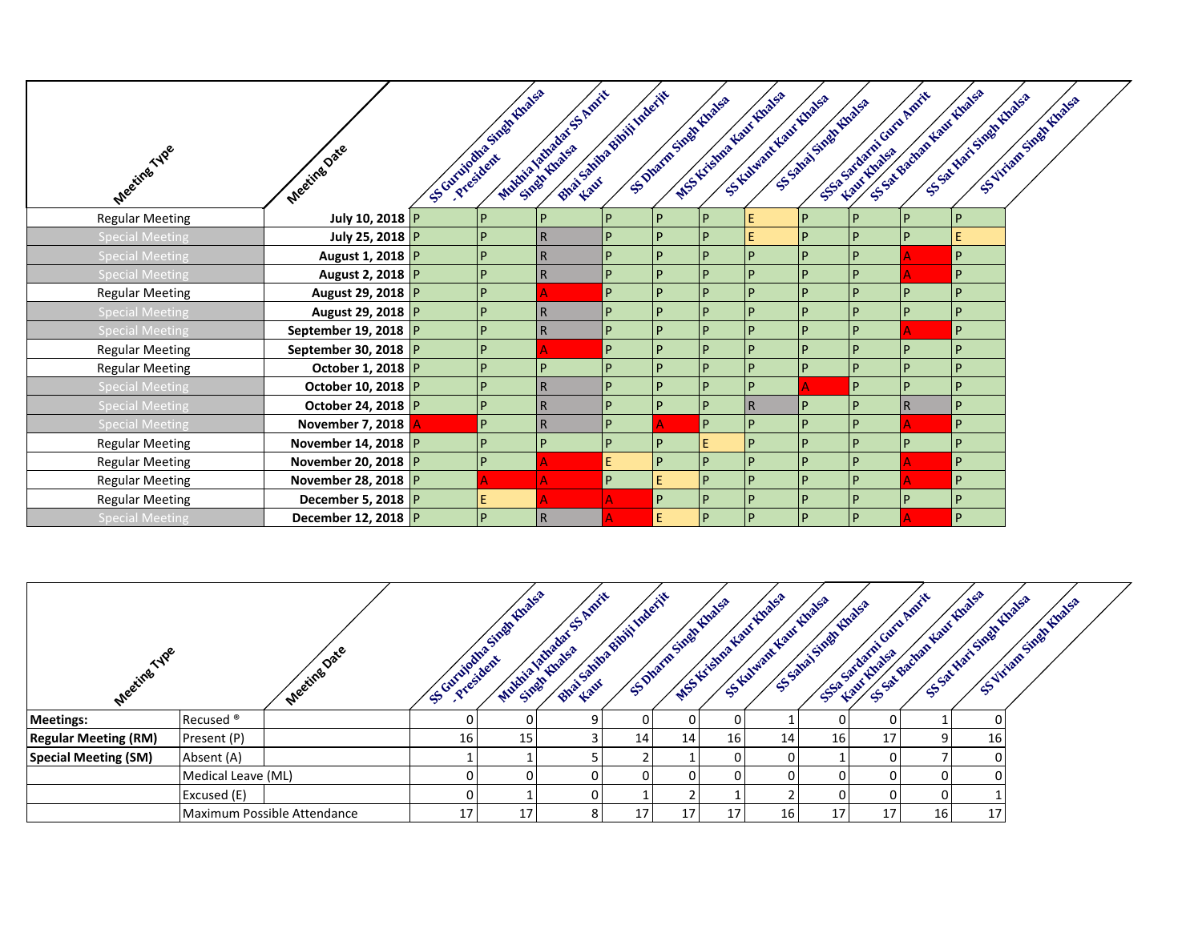| Meeting Type | Meeting Date | SS Gurujodha Singh Khalsa - President | Mukhia Jathadar SS Amrit Singh Khalsa | Bhai Sahiba Bibiji Inderjit Kaur | SS Dharm Singh Khalsa | MSS Krishna Kaur Khalsa | SS Kulwant Kaur Khalsa | SS Sahaj Singh Khalsa | SSSa Sardarni Guru Amrit Kaur Khalsa | SS Sat Bachan Kaur Khalsa | SS Sat Hari Singh Khalsa | SS Viriam Singh Khalsa |
|---|---|---|---|---|---|---|---|---|---|---|---|---|
| Regular Meeting | July 10, 2018 | P | P | P | P | P | P | E | P | P | P | P |
| Special Meeting | July 25, 2018 | P | P | R | P | P | P | E | P | P | P | E |
| Special Meeting | August 1, 2018 | P | P | R | P | P | P | P | P | P | A | P |
| Special Meeting | August 2, 2018 | P | P | R | P | P | P | P | P | P | A | P |
| Regular Meeting | August 29, 2018 | P | P | A | P | P | P | P | P | P | P | P |
| Special Meeting | August 29, 2018 | P | P | R | P | P | P | P | P | P | P | P |
| Special Meeting | September 19, 2018 | P | P | R | P | P | P | P | P | P | A | P |
| Regular Meeting | September 30, 2018 | P | P | A | P | P | P | P | P | P | P | P |
| Regular Meeting | October 1, 2018 | P | P | P | P | P | P | P | P | P | P | P |
| Special Meeting | October 10, 2018 | P | P | R | P | P | P | P | A | P | P | P |
| Special Meeting | October 24, 2018 | P | P | R | P | P | P | R | P | P | R | P |
| Special Meeting | November 7, 2018 | A | P | R | P | A | P | P | P | P | A | P |
| Regular Meeting | November 14, 2018 | P | P | P | P | P | E | P | P | P | P | P |
| Regular Meeting | November 20, 2018 | P | P | A | E | P | P | P | P | P | A | P |
| Regular Meeting | November 28, 2018 | P | A | A | P | E | P | P | P | P | A | P |
| Regular Meeting | December 5, 2018 | P | E | A | A | P | P | P | P | P | P | P |
| Special Meeting | December 12, 2018 | P | P | R | A | E | P | P | P | P | A | P |

| Meeting Type | Meeting Date | | SS Gurujodha Singh Khalsa - President | Mukhia Jathadar SS Amrit Singh Khalsa | Bhai Sahiba Bibiji Inderjit Kaur | SS Dharm Singh Khalsa | MSS Krishna Kaur Khalsa | SS Kulwant Kaur Khalsa | SS Sahaj Singh Khalsa | SSSa Sardarni Guru Amrit Kaur Khalsa | SS Sat Bachan Kaur Khalsa | SS Sat Hari Singh Khalsa | SS Viriam Singh Khalsa |
|---|---|---|---|---|---|---|---|---|---|---|---|---|---|
| **Meetings:** | Recused ® | | 0 | 0 | 9 | 0 | 0 | 0 | 1 | 0 | 0 | 1 | 0 |
| **Regular Meeting (RM)** | Present (P) | | 16 | 15 | 3 | 14 | 14 | 16 | 14 | 16 | 17 | 9 | 16 |
| **Special Meeting (SM)** | Absent (A) | | 1 | 1 | 5 | 2 | 1 | 0 | 0 | 1 | 0 | 7 | 0 |
| | Medical Leave (ML) | | 0 | 0 | 0 | 0 | 0 | 0 | 0 | 0 | 0 | 0 | 0 |
| | Excused (E) | | 0 | 1 | 0 | 1 | 2 | 1 | 2 | 0 | 0 | 0 | 1 |
| | Maximum Possible Attendance | | 17 | 17 | 8 | 17 | 17 | 17 | 16 | 17 | 17 | 16 | 17 |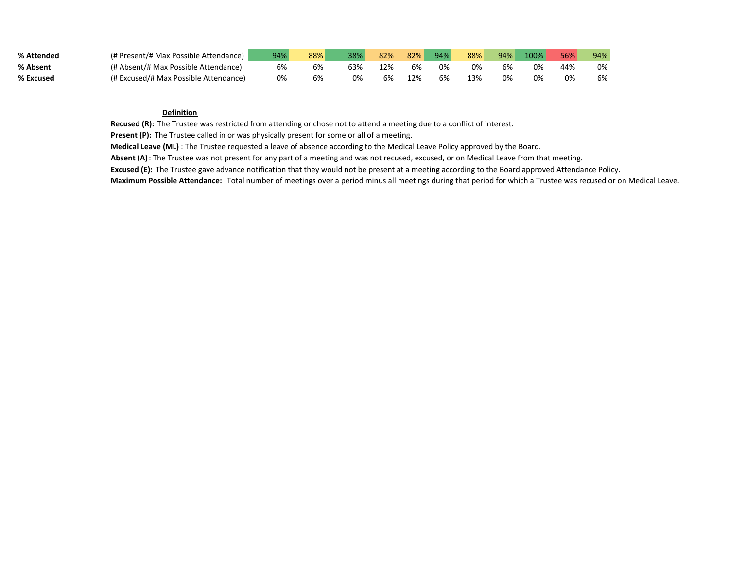| | | | | | | | | | | | | |
|---|---|---|---|---|---|---|---|---|---|---|---|---|
| **% Attended** | (# Present/# Max Possible Attendance) | 94% | 88% | 38% | 82% | 82% | 94% | 88% | 94% | 100% | 56% | 94% |
| **% Absent** | (# Absent/# Max Possible Attendance) | 6% | 6% | 63% | 12% | 6% | 0% | 0% | 6% | 0% | 44% | 0% |
| **% Excused** | (# Excused/# Max Possible Attendance) | 0% | 6% | 0% | 6% | 12% | 6% | 13% | 0% | 0% | 0% | 6% |

**Definition**

**Recused (R):** The Trustee was restricted from attending or chose not to attend a meeting due to a conflict of interest.

**Present (P):** The Trustee called in or was physically present for some or all of a meeting.

**Medical Leave (ML)** : The Trustee requested a leave of absence according to the Medical Leave Policy approved by the Board.

**Absent (A)** : The Trustee was not present for any part of a meeting and was not recused, excused, or on Medical Leave from that meeting.

**Excused (E):** The Trustee gave advance notification that they would not be present at a meeting according to the Board approved Attendance Policy.

**Maximum Possible Attendance:** Total number of meetings over a period minus all meetings during that period for which a Trustee was recused or on Medical Leave.